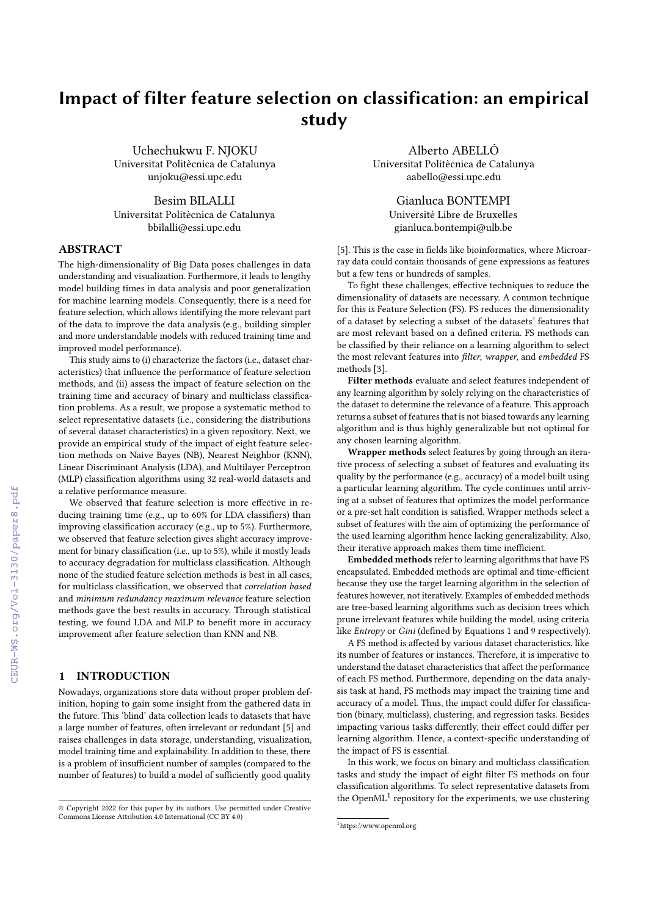# Impact of filter feature selection on classification: an empirical study

Uchechukwu F. NJOKU
Universitat Politècnica de Catalunya
unjoku@essi.upc.edu

Alberto ABELLÓ
Universitat Politècnica de Catalunya
aabello@essi.upc.edu

Besim BILALLI
Universitat Politècnica de Catalunya
bbilalli@essi.upc.edu

Gianluca BONTEMPI
Université Libre de Bruxelles
gianluca.bontempi@ulb.be

## ABSTRACT

The high-dimensionality of Big Data poses challenges in data understanding and visualization. Furthermore, it leads to lengthy model building times in data analysis and poor generalization for machine learning models. Consequently, there is a need for feature selection, which allows identifying the more relevant part of the data to improve the data analysis (e.g., building simpler and more understandable models with reduced training time and improved model performance).

This study aims to (i) characterize the factors (i.e., dataset characteristics) that influence the performance of feature selection methods, and (ii) assess the impact of feature selection on the training time and accuracy of binary and multiclass classification problems. As a result, we propose a systematic method to select representative datasets (i.e., considering the distributions of several dataset characteristics) in a given repository. Next, we provide an empirical study of the impact of eight feature selection methods on Naive Bayes (NB), Nearest Neighbor (KNN), Linear Discriminant Analysis (LDA), and Multilayer Perceptron (MLP) classification algorithms using 32 real-world datasets and a relative performance measure.

We observed that feature selection is more effective in reducing training time (e.g., up to 60% for LDA classifiers) than improving classification accuracy (e.g., up to 5%). Furthermore, we observed that feature selection gives slight accuracy improvement for binary classification (i.e., up to 5%), while it mostly leads to accuracy degradation for multiclass classification. Although none of the studied feature selection methods is best in all cases, for multiclass classification, we observed that *correlation based* and *minimum redundancy maximum relevance* feature selection methods gave the best results in accuracy. Through statistical testing, we found LDA and MLP to benefit more in accuracy improvement after feature selection than KNN and NB.

## 1 INTRODUCTION

Nowadays, organizations store data without proper problem definition, hoping to gain some insight from the gathered data in the future. This 'blind' data collection leads to datasets that have a large number of features, often irrelevant or redundant [5] and raises challenges in data storage, understanding, visualization, model training time and explainability. In addition to these, there is a problem of insufficient number of samples (compared to the number of features) to build a model of sufficiently good quality [5]. This is the case in fields like bioinformatics, where Microarray data could contain thousands of gene expressions as features but a few tens or hundreds of samples.

To fight these challenges, effective techniques to reduce the dimensionality of datasets are necessary. A common technique for this is Feature Selection (FS). FS reduces the dimensionality of a dataset by selecting a subset of the datasets' features that are most relevant based on a defined criteria. FS methods can be classified by their reliance on a learning algorithm to select the most relevant features into *filter*, *wrapper*, and *embedded* FS methods [3].

**Filter methods** evaluate and select features independent of any learning algorithm by solely relying on the characteristics of the dataset to determine the relevance of a feature. This approach returns a subset of features that is not biased towards any learning algorithm and is thus highly generalizable but not optimal for any chosen learning algorithm.

**Wrapper methods** select features by going through an iterative process of selecting a subset of features and evaluating its quality by the performance (e.g., accuracy) of a model built using a particular learning algorithm. The cycle continues until arriving at a subset of features that optimizes the model performance or a pre-set halt condition is satisfied. Wrapper methods select a subset of features with the aim of optimizing the performance of the used learning algorithm hence lacking generalizability. Also, their iterative approach makes them time inefficient.

**Embedded methods** refer to learning algorithms that have FS encapsulated. Embedded methods are optimal and time-efficient because they use the target learning algorithm in the selection of features however, not iteratively. Examples of embedded methods are tree-based learning algorithms such as decision trees which prune irrelevant features while building the model, using criteria like *Entropy* or *Gini* (defined by Equations 1 and 9 respectively).

A FS method is affected by various dataset characteristics, like its number of features or instances. Therefore, it is imperative to understand the dataset characteristics that affect the performance of each FS method. Furthermore, depending on the data analysis task at hand, FS methods may impact the training time and accuracy of a model. Thus, the impact could differ for classification (binary, multiclass), clustering, and regression tasks. Besides impacting various tasks differently, their effect could differ per learning algorithm. Hence, a context-specific understanding of the impact of FS is essential.

In this work, we focus on binary and multiclass classification tasks and study the impact of eight filter FS methods on four classification algorithms. To select representative datasets from the OpenML[1] repository for the experiments, we use clustering

© Copyright 2022 for this paper by its authors. Use permitted under Creative Commons License Attribution 4.0 International (CC BY 4.0)

[1] https://www.openml.org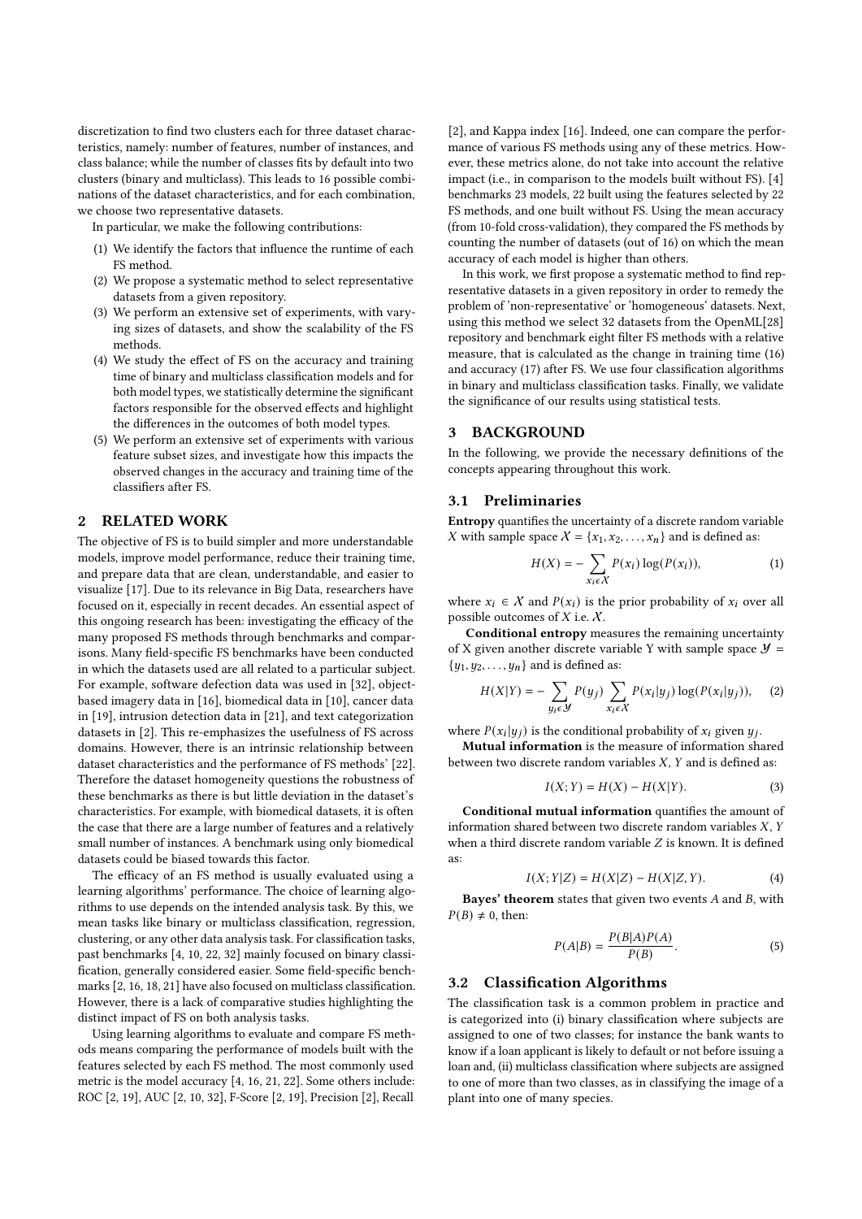discretization to find two clusters each for three dataset characteristics, namely: number of features, number of instances, and class balance; while the number of classes fits by default into two clusters (binary and multiclass). This leads to 16 possible combinations of the dataset characteristics, and for each combination, we choose two representative datasets.

In particular, we make the following contributions:

1. We identify the factors that influence the runtime of each FS method.
2. We propose a systematic method to select representative datasets from a given repository.
3. We perform an extensive set of experiments, with varying sizes of datasets, and show the scalability of the FS methods.
4. We study the effect of FS on the accuracy and training time of binary and multiclass classification models and for both model types, we statistically determine the significant factors responsible for the observed effects and highlight the differences in the outcomes of both model types.
5. We perform an extensive set of experiments with various feature subset sizes, and investigate how this impacts the observed changes in the accuracy and training time of the classifiers after FS.

## 2 RELATED WORK

The objective of FS is to build simpler and more understandable models, improve model performance, reduce their training time, and prepare data that are clean, understandable, and easier to visualize [17]. Due to its relevance in Big Data, researchers have focused on it, especially in recent decades. An essential aspect of this ongoing research has been: investigating the efficacy of the many proposed FS methods through benchmarks and comparisons. Many field-specific FS benchmarks have been conducted in which the datasets used are all related to a particular subject. For example, software defection data was used in [32], object-based imagery data in [16], biomedical data in [10], cancer data in [19], intrusion detection data in [21], and text categorization datasets in [2]. This re-emphasizes the usefulness of FS across domains. However, there is an intrinsic relationship between dataset characteristics and the performance of FS methods' [22]. Therefore the dataset homogeneity questions the robustness of these benchmarks as there is but little deviation in the dataset's characteristics. For example, with biomedical datasets, it is often the case that there are a large number of features and a relatively small number of instances. A benchmark using only biomedical datasets could be biased towards this factor.

The efficacy of an FS method is usually evaluated using a learning algorithms' performance. The choice of learning algorithms to use depends on the intended analysis task. By this, we mean tasks like binary or multiclass classification, regression, clustering, or any other data analysis task. For classification tasks, past benchmarks [4, 10, 22, 32] mainly focused on binary classification, generally considered easier. Some field-specific benchmarks [2, 16, 18, 21] have also focused on multiclass classification. However, there is a lack of comparative studies highlighting the distinct impact of FS on both analysis tasks.

Using learning algorithms to evaluate and compare FS methods means comparing the performance of models built with the features selected by each FS method. The most commonly used metric is the model accuracy [4, 16, 21, 22]. Some others include: ROC [2, 19], AUC [2, 10, 32], F-Score [2, 19], Precision [2], Recall [2], and Kappa index [16]. Indeed, one can compare the performance of various FS methods using any of these metrics. However, these metrics alone, do not take into account the relative impact (i.e., in comparison to the models built without FS). [4] benchmarks 23 models, 22 built using the features selected by 22 FS methods, and one built without FS. Using the mean accuracy (from 10-fold cross-validation), they compared the FS methods by counting the number of datasets (out of 16) on which the mean accuracy of each model is higher than others.

In this work, we first propose a systematic method to find representative datasets in a given repository in order to remedy the problem of 'non-representative' or 'homogeneous' datasets. Next, using this method we select 32 datasets from the OpenML[28] repository and benchmark eight filter FS methods with a relative measure, that is calculated as the change in training time (16) and accuracy (17) after FS. We use four classification algorithms in binary and multiclass classification tasks. Finally, we validate the significance of our results using statistical tests.

## 3 BACKGROUND

In the following, we provide the necessary definitions of the concepts appearing throughout this work.

### 3.1 Preliminaries

**Entropy** quantifies the uncertainty of a discrete random variable $X$ with sample space $\mathcal{X} = \{x_1, x_2, \ldots, x_n\}$ and is defined as:

$$H(X) = -\sum_{x_i \epsilon \mathcal{X}} P(x_i) \log(P(x_i)), \tag{1}$$

where $x_i \in \mathcal{X}$ and $P(x_i)$ is the prior probability of $x_i$ over all possible outcomes of $X$ i.e. $\mathcal{X}$.

**Conditional entropy** measures the remaining uncertainty of X given another discrete variable Y with sample space $\mathcal{Y} = \{y_1, y_2, \ldots, y_n\}$ and is defined as:

$$H(X|Y) = -\sum_{y_i \epsilon \mathcal{Y}} P(y_j) \sum_{x_i \epsilon X} P(x_i|y_j) \log(P(x_i|y_j)), \tag{2}$$

where $P(x_i|y_j)$ is the conditional probability of $x_i$ given $y_j$.

**Mutual information** is the measure of information shared between two discrete random variables $X$, $Y$ and is defined as:

$$I(X;Y) = H(X) - H(X|Y). \tag{3}$$

**Conditional mutual information** quantifies the amount of information shared between two discrete random variables $X$, $Y$ when a third discrete random variable $Z$ is known. It is defined as:

$$I(X;Y|Z) = H(X|Z) - H(X|Z,Y). \tag{4}$$

**Bayes' theorem** states that given two events $A$ and $B$, with $P(B) \neq 0$, then:

$$P(A|B) = \frac{P(B|A)P(A)}{P(B)}. \tag{5}$$

### 3.2 Classification Algorithms

The classification task is a common problem in practice and is categorized into (i) binary classification where subjects are assigned to one of two classes; for instance the bank wants to know if a loan applicant is likely to default or not before issuing a loan and, (ii) multiclass classification where subjects are assigned to one of more than two classes, as in classifying the image of a plant into one of many species.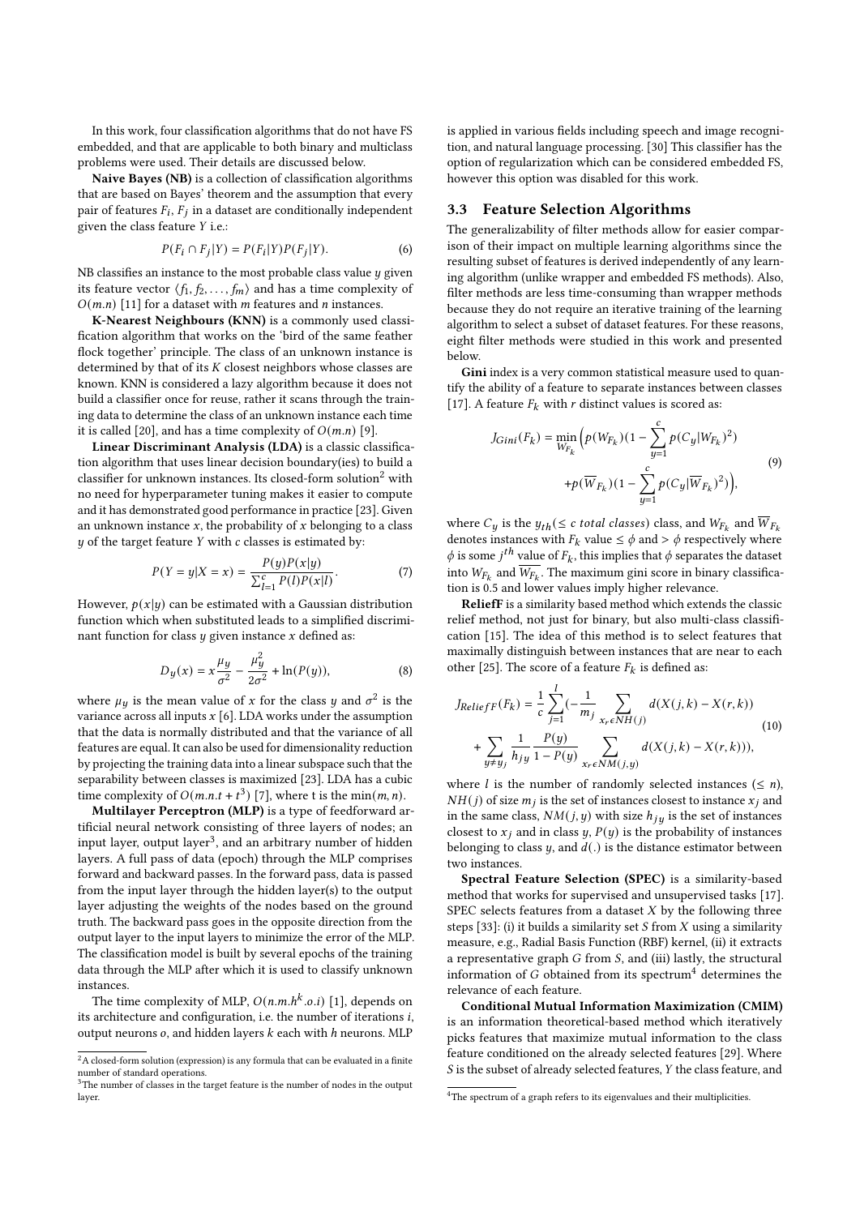In this work, four classification algorithms that do not have FS embedded, and that are applicable to both binary and multiclass problems were used. Their details are discussed below.

**Naive Bayes (NB)** is a collection of classification algorithms that are based on Bayes' theorem and the assumption that every pair of features $F_i$, $F_j$ in a dataset are conditionally independent given the class feature $Y$ i.e.:

$$P(F_i \cap F_j|Y) = P(F_i|Y)P(F_j|Y). \tag{6}$$

NB classifies an instance to the most probable class value $y$ given its feature vector $\langle f_1, f_2, \ldots, f_m \rangle$ and has a time complexity of $O(m.n)$ [11] for a dataset with $m$ features and $n$ instances.

**K-Nearest Neighbours (KNN)** is a commonly used classification algorithm that works on the 'bird of the same feather flock together' principle. The class of an unknown instance is determined by that of its $K$ closest neighbors whose classes are known. KNN is considered a lazy algorithm because it does not build a classifier once for reuse, rather it scans through the training data to determine the class of an unknown instance each time it is called [20], and has a time complexity of $O(m.n)$ [9].

**Linear Discriminant Analysis (LDA)** is a classic classification algorithm that uses linear decision boundary(ies) to build a classifier for unknown instances. Its closed-form solution[2] with no need for hyperparameter tuning makes it easier to compute and it has demonstrated good performance in practice [23]. Given an unknown instance $x$, the probability of $x$ belonging to a class $y$ of the target feature $Y$ with $c$ classes is estimated by:

$$P(Y = y|X = x) = \frac{P(y)P(x|y)}{\sum_{l=1}^{c} P(l)P(x|l)}. \tag{7}$$

However, $p(x|y)$ can be estimated with a Gaussian distribution function which when substituted leads to a simplified discriminant function for class $y$ given instance $x$ defined as:

$$D_y(x) = x\frac{\mu_y}{\sigma^2} - \frac{\mu_y^2}{2\sigma^2} + \ln(P(y)), \tag{8}$$

where $\mu_y$ is the mean value of $x$ for the class $y$ and $\sigma^2$ is the variance across all inputs $x$ [6]. LDA works under the assumption that the data is normally distributed and that the variance of all features are equal. It can also be used for dimensionality reduction by projecting the training data into a linear subspace such that the separability between classes is maximized [23]. LDA has a cubic time complexity of $O(m.n.t + t^3)$ [7], where t is the $\min(m, n)$.

**Multilayer Perceptron (MLP)** is a type of feedforward artificial neural network consisting of three layers of nodes; an input layer, output layer[3], and an arbitrary number of hidden layers. A full pass of data (epoch) through the MLP comprises forward and backward passes. In the forward pass, data is passed from the input layer through the hidden layer(s) to the output layer adjusting the weights of the nodes based on the ground truth. The backward pass goes in the opposite direction from the output layer to the input layers to minimize the error of the MLP. The classification model is built by several epochs of the training data through the MLP after which it is used to classify unknown instances.

The time complexity of MLP, $O(n.m.h^k.o.i)$ [1], depends on its architecture and configuration, i.e. the number of iterations $i$, output neurons $o$, and hidden layers $k$ each with $h$ neurons. MLP is applied in various fields including speech and image recognition, and natural language processing. [30] This classifier has the option of regularization which can be considered embedded FS, however this option was disabled for this work.

[2] A closed-form solution (expression) is any formula that can be evaluated in a finite number of standard operations.

[3] The number of classes in the target feature is the number of nodes in the output layer.

### 3.3 Feature Selection Algorithms

The generalizability of filter methods allow for easier comparison of their impact on multiple learning algorithms since the resulting subset of features is derived independently of any learning algorithm (unlike wrapper and embedded FS methods). Also, filter methods are less time-consuming than wrapper methods because they do not require an iterative training of the learning algorithm to select a subset of dataset features. For these reasons, eight filter methods were studied in this work and presented below.

**Gini** index is a very common statistical measure used to quantify the ability of a feature to separate instances between classes [17]. A feature $F_k$ with $r$ distinct values is scored as:

$$\begin{aligned} J_{Gini}(F_k) = \min_{W_{F_k}} \Big( & p(W_{F_k})(1 - \sum_{y=1}^{c} p(C_y|W_{F_k})^2) \\ & + p(\overline{W}_{F_k})(1 - \sum_{y=1}^{c} p(C_y|\overline{W}_{F_k})^2) \Big), \end{aligned} \tag{9}$$

where $C_y$ is the $y_{th}$($\leq c$ *total classes*) class, and $W_{F_k}$ and $\overline{W}_{F_k}$ denotes instances with $F_k$ value $\leq \phi$ and $> \phi$ respectively where $\phi$ is some $j^{th}$ value of $F_k$, this implies that $\phi$ separates the dataset into $W_{F_k}$ and $\overline{W_{F_k}}$. The maximum gini score in binary classification is 0.5 and lower values imply higher relevance.

**ReliefF** is a similarity based method which extends the classic relief method, not just for binary, but also multi-class classification [15]. The idea of this method is to select features that maximally distinguish between instances that are near to each other [25]. The score of a feature $F_k$ is defined as:

$$\begin{aligned} J_{ReliefF}(F_k) = & \frac{1}{c}\sum_{j=1}^{l}(-\frac{1}{m_j}\sum_{x_r \epsilon NH(j)} d(X(j,k) - X(r,k)) \\ & + \sum_{y \neq y_j} \frac{1}{h_{jy}} \frac{P(y)}{1 - P(y)} \sum_{x_r \epsilon NM(j,y)} d(X(j,k) - X(r,k))), \end{aligned} \tag{10}$$

where $l$ is the number of randomly selected instances ($\leq n$), $NH(j)$ of size $m_j$ is the set of instances closest to instance $x_j$ and in the same class, $NM(j, y)$ with size $h_{jy}$ is the set of instances closest to $x_j$ and in class $y$, $P(y)$ is the probability of instances belonging to class $y$, and $d(.)$ is the distance estimator between two instances.

**Spectral Feature Selection (SPEC)** is a similarity-based method that works for supervised and unsupervised tasks [17]. SPEC selects features from a dataset $X$ by the following three steps [33]: (i) it builds a similarity set $S$ from $X$ using a similarity measure, e.g., Radial Basis Function (RBF) kernel, (ii) it extracts a representative graph $G$ from $S$, and (iii) lastly, the structural information of $G$ obtained from its spectrum[4] determines the relevance of each feature.

**Conditional Mutual Information Maximization (CMIM)** is an information theoretical-based method which iteratively picks features that maximize mutual information to the class feature conditioned on the already selected features [29]. Where $S$ is the subset of already selected features, $Y$ the class feature, and

[4] The spectrum of a graph refers to its eigenvalues and their multiplicities.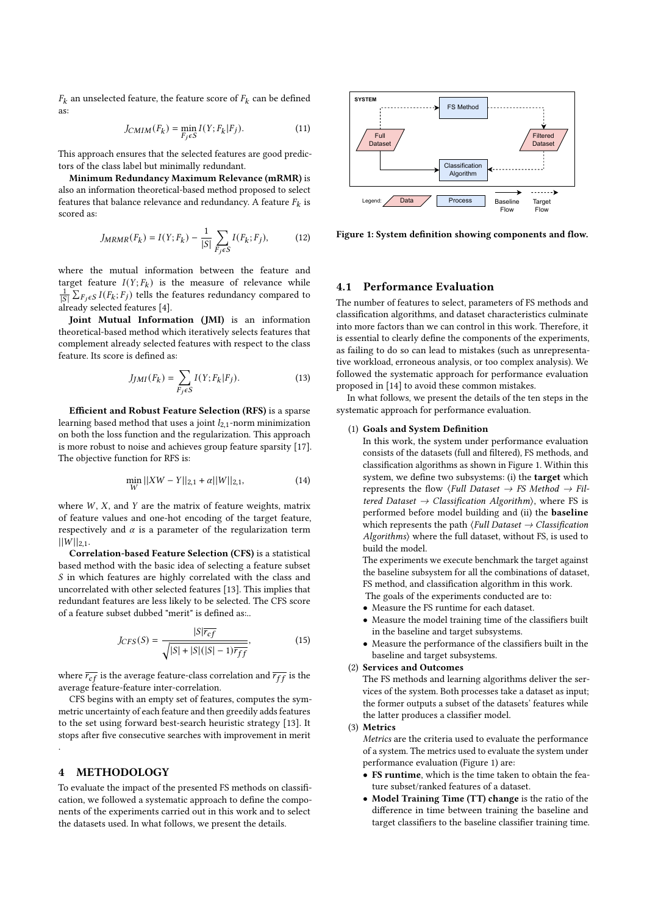$F_k$ an unselected feature, the feature score of $F_k$ can be defined as:

$$J_{CMIM}(F_k) = \min_{F_j \epsilon S} I(Y; F_k | F_j). \quad (11)$$

This approach ensures that the selected features are good predictors of the class label but minimally redundant.

**Minimum Redundancy Maximum Relevance (mRMR)** is also an information theoretical-based method proposed to select features that balance relevance and redundancy. A feature $F_k$ is scored as:

$$J_{MRMR}(F_k) = I(Y; F_k) - \frac{1}{|S|} \sum_{F_j \epsilon S} I(F_k; F_j), \quad (12)$$

where the mutual information between the feature and target feature $I(Y; F_k)$ is the measure of relevance while $\frac{1}{|S|} \sum_{F_j \epsilon S} I(F_k; F_j)$ tells the features redundancy compared to already selected features [4].

**Joint Mutual Information (JMI)** is an information theoretical-based method which iteratively selects features that complement already selected features with respect to the class feature. Its score is defined as:

$$J_{JMI}(F_k) = \sum_{F_j \epsilon S} I(Y; F_k | F_j). \quad (13)$$

**Efficient and Robust Feature Selection (RFS)** is a sparse learning based method that uses a joint $l_{2,1}$-norm minimization on both the loss function and the regularization. This approach is more robust to noise and achieves group feature sparsity [17]. The objective function for RFS is:

$$\min_W ||XW - Y||_{2,1} + \alpha ||W||_{2,1}, \quad (14)$$

where $W$, $X$, and $Y$ are the matrix of feature weights, matrix of feature values and one-hot encoding of the target feature, respectively and $\alpha$ is a parameter of the regularization term $||W||_{2,1}$.

**Correlation-based Feature Selection (CFS)** is a statistical based method with the basic idea of selecting a feature subset $S$ in which features are highly correlated with the class and uncorrelated with other selected features [13]. This implies that redundant features are less likely to be selected. The CFS score of a feature subset dubbed "merit" is defined as:.

$$J_{CFS}(S) = \frac{|S|\overline{r_{cf}}}{\sqrt{|S| + |S|(|S| - 1)\overline{r_{ff}}}}, \quad (15)$$

where $\overline{r_{cf}}$ is the average feature-class correlation and $\overline{r_{ff}}$ is the average feature-feature inter-correlation.

CFS begins with an empty set of features, computes the symmetric uncertainty of each feature and then greedily adds features to the set using forward best-search heuristic strategy [13]. It stops after five consecutive searches with improvement in merit .

# 4 METHODOLOGY

To evaluate the impact of the presented FS methods on classification, we followed a systematic approach to define the components of the experiments carried out in this work and to select the datasets used. In what follows, we present the details.

Figure 1: System definition showing components and flow.

## 4.1 Performance Evaluation

The number of features to select, parameters of FS methods and classification algorithms, and dataset characteristics culminate into more factors than we can control in this work. Therefore, it is essential to clearly define the components of the experiments, as failing to do so can lead to mistakes (such as unrepresentative workload, erroneous analysis, or too complex analysis). We followed the systematic approach for performance evaluation proposed in [14] to avoid these common mistakes.

In what follows, we present the details of the ten steps in the systematic approach for performance evaluation.

(1) **Goals and System Definition**
In this work, the system under performance evaluation consists of the datasets (full and filtered), FS methods, and classification algorithms as shown in Figure 1. Within this system, we define two subsystems: (i) the **target** which represents the flow ⟨*Full Dataset* → *FS Method* → *Filtered Dataset* → *Classification Algorithm*⟩, where FS is performed before model building and (ii) the **baseline** which represents the path ⟨*Full Dataset* → *Classification Algorithms*⟩ where the full dataset, without FS, is used to build the model.
The experiments we execute benchmark the target against the baseline subsystem for all the combinations of dataset, FS method, and classification algorithm in this work.
The goals of the experiments conducted are to:
   - Measure the FS runtime for each dataset.
   - Measure the model training time of the classifiers built in the baseline and target subsystems.
   - Measure the performance of the classifiers built in the baseline and target subsystems.

(2) **Services and Outcomes**
The FS methods and learning algorithms deliver the services of the system. Both processes take a dataset as input; the former outputs a subset of the datasets' features while the latter produces a classifier model.

(3) **Metrics**
*Metrics* are the criteria used to evaluate the performance of a system. The metrics used to evaluate the system under performance evaluation (Figure 1) are:
   - **FS runtime**, which is the time taken to obtain the feature subset/ranked features of a dataset.
   - **Model Training Time (TT) change** is the ratio of the difference in time between training the baseline and target classifiers to the baseline classifier training time.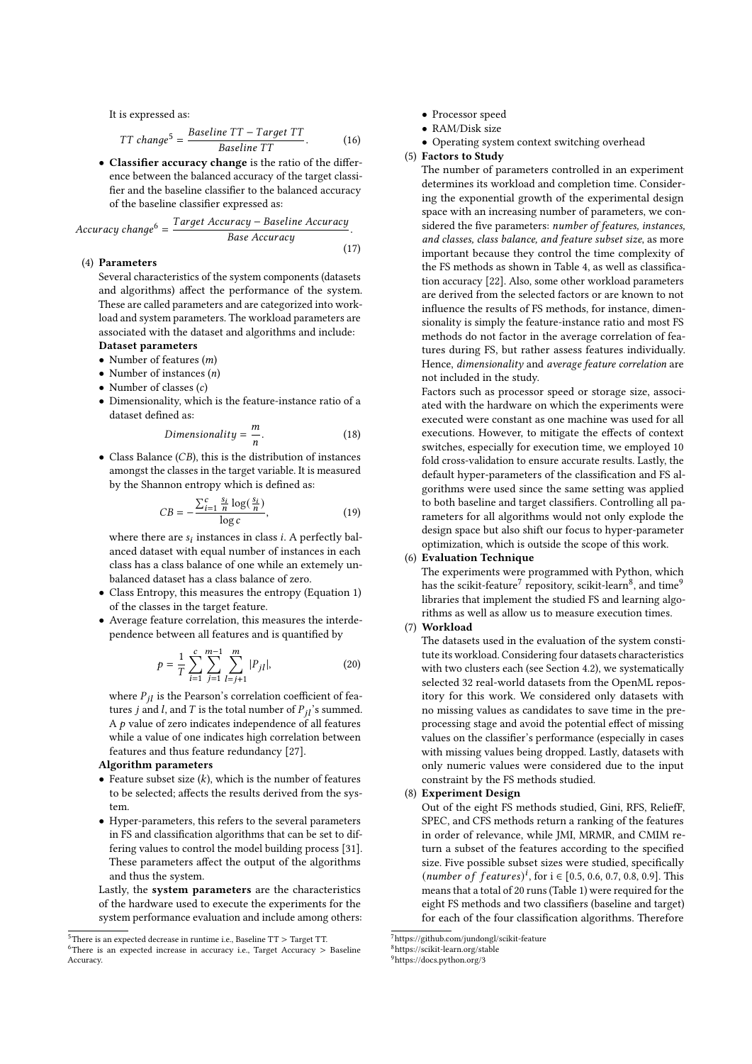It is expressed as:

$$TT\ change^{5} = \frac{Baseline\ TT - Target\ TT}{Baseline\ TT}. \tag{16}$$

- **Classifier accuracy change** is the ratio of the difference between the balanced accuracy of the target classifier and the baseline classifier to the balanced accuracy of the baseline classifier expressed as:

$$Accuracy\ change^{6} = \frac{Target\ Accuracy - Baseline\ Accuracy}{Base\ Accuracy}. \tag{17}$$

(4) **Parameters**

Several characteristics of the system components (datasets and algorithms) affect the performance of the system. These are called parameters and are categorized into workload and system parameters. The workload parameters are associated with the dataset and algorithms and include:

**Dataset parameters**

- Number of features ($m$)
- Number of instances ($n$)
- Number of classes ($c$)
- Dimensionality, which is the feature-instance ratio of a dataset defined as:

$$Dimensionality = \frac{m}{n}. \tag{18}$$

- Class Balance ($CB$), this is the distribution of instances amongst the classes in the target variable. It is measured by the Shannon entropy which is defined as:

$$CB = -\frac{\sum_{i=1}^{c} \frac{s_i}{n} \log(\frac{s_i}{n})}{\log c}, \tag{19}$$

where there are $s_i$ instances in class $i$. A perfectly balanced dataset with equal number of instances in each class has a class balance of one while an extemely unbalanced dataset has a class balance of zero.

- Class Entropy, this measures the entropy (Equation 1) of the classes in the target feature.
- Average feature correlation, this measures the interdependence between all features and is quantified by

$$p = \frac{1}{T} \sum_{i=1}^{c} \sum_{j=1}^{m-1} \sum_{l=j+1}^{m} |P_{jl}|, \tag{20}$$

where $P_{jl}$ is the Pearson's correlation coefficient of features $j$ and $l$, and $T$ is the total number of $P_{jl}$'s summed. A $p$ value of zero indicates independence of all features while a value of one indicates high correlation between features and thus feature redundancy [27].

**Algorithm parameters**

- Feature subset size ($k$), which is the number of features to be selected; affects the results derived from the system.
- Hyper-parameters, this refers to the several parameters in FS and classification algorithms that can be set to differing values to control the model building process [31]. These parameters affect the output of the algorithms and thus the system.

Lastly, the **system parameters** are the characteristics of the hardware used to execute the experiments for the system performance evaluation and include among others:

- Processor speed
- RAM/Disk size
- Operating system context switching overhead

(5) **Factors to Study**

The number of parameters controlled in an experiment determines its workload and completion time. Considering the exponential growth of the experimental design space with an increasing number of parameters, we considered the five parameters: *number of features, instances, and classes, class balance, and feature subset size*, as more important because they control the time complexity of the FS methods as shown in Table 4, as well as classification accuracy [22]. Also, some other workload parameters are derived from the selected factors or are known to not influence the results of FS methods, for instance, dimensionality is simply the feature-instance ratio and most FS methods do not factor in the average correlation of features during FS, but rather assess features individually. Hence, *dimensionality* and *average feature correlation* are not included in the study.

Factors such as processor speed or storage size, associated with the hardware on which the experiments were executed were constant as one machine was used for all executions. However, to mitigate the effects of context switches, especially for execution time, we employed 10 fold cross-validation to ensure accurate results. Lastly, the default hyper-parameters of the classification and FS algorithms were used since the same setting was applied to both baseline and target classifiers. Controlling all parameters for all algorithms would not only explode the design space but also shift our focus to hyper-parameter optimization, which is outside the scope of this work.

(6) **Evaluation Technique**

The experiments were programmed with Python, which has the scikit-feature[7] repository, scikit-learn[8], and time[9] libraries that implement the studied FS and learning algorithms as well as allow us to measure execution times.

(7) **Workload**

The datasets used in the evaluation of the system constitute its workload. Considering four datasets characteristics with two clusters each (see Section 4.2), we systematically selected 32 real-world datasets from the OpenML repository for this work. We considered only datasets with no missing values as candidates to save time in the preprocessing stage and avoid the potential effect of missing values on the classifier's performance (especially in cases with missing values being dropped. Lastly, datasets with only numeric values were considered due to the input constraint by the FS methods studied.

(8) **Experiment Design**

Out of the eight FS methods studied, Gini, RFS, ReliefF, SPEC, and CFS methods return a ranking of the features in order of relevance, while JMI, MRMR, and CMIM return a subset of the features according to the specified size. Five possible subset sizes were studied, specifically $(number\ of\ features)^{i}$, for i ∈ [0.5, 0.6, 0.7, 0.8, 0.9]. This means that a total of 20 runs (Table 1) were required for the eight FS methods and two classifiers (baseline and target) for each of the four classification algorithms. Therefore

---

[5] There is an expected decrease in runtime i.e., Baseline TT > Target TT.

[6] There is an expected increase in accuracy i.e., Target Accuracy > Baseline Accuracy.

[7] https://github.com/jundongl/scikit-feature

[8] https://scikit-learn.org/stable

[9] https://docs.python.org/3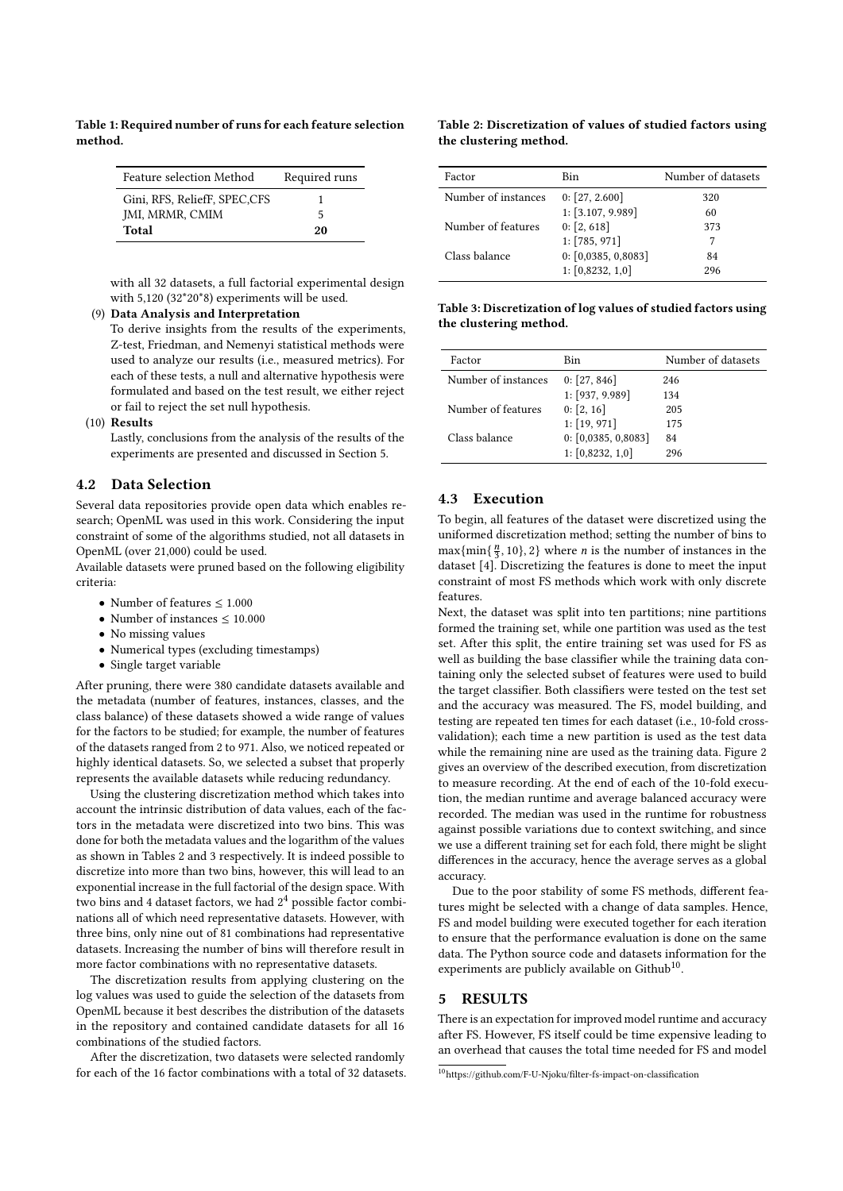**Table 1: Required number of runs for each feature selection method.**

| Feature selection Method | Required runs |
|---|---|
| Gini, RFS, ReliefF, SPEC,CFS | 1 |
| JMI, MRMR, CMIM | 5 |
| **Total** | **20** |

with all 32 datasets, a full factorial experimental design with 5,120 (32*20*8) experiments will be used.

(9) **Data Analysis and Interpretation**
To derive insights from the results of the experiments, Z-test, Friedman, and Nemenyi statistical methods were used to analyze our results (i.e., measured metrics). For each of these tests, a null and alternative hypothesis were formulated and based on the test result, we either reject or fail to reject the set null hypothesis.

(10) **Results**
Lastly, conclusions from the analysis of the results of the experiments are presented and discussed in Section 5.

## 4.2 Data Selection

Several data repositories provide open data which enables research; OpenML was used in this work. Considering the input constraint of some of the algorithms studied, not all datasets in OpenML (over 21,000) could be used.
Available datasets were pruned based on the following eligibility criteria:

- Number of features $\leq$ 1.000
- Number of instances $\leq$ 10.000
- No missing values
- Numerical types (excluding timestamps)
- Single target variable

After pruning, there were 380 candidate datasets available and the metadata (number of features, instances, classes, and the class balance) of these datasets showed a wide range of values for the factors to be studied; for example, the number of features of the datasets ranged from 2 to 971. Also, we noticed repeated or highly identical datasets. So, we selected a subset that properly represents the available datasets while reducing redundancy.

Using the clustering discretization method which takes into account the intrinsic distribution of data values, each of the factors in the metadata were discretized into two bins. This was done for both the metadata values and the logarithm of the values as shown in Tables 2 and 3 respectively. It is indeed possible to discretize into more than two bins, however, this will lead to an exponential increase in the full factorial of the design space. With two bins and 4 dataset factors, we had $2^4$ possible factor combinations all of which need representative datasets. However, with three bins, only nine out of 81 combinations had representative datasets. Increasing the number of bins will therefore result in more factor combinations with no representative datasets.

The discretization results from applying clustering on the log values was used to guide the selection of the datasets from OpenML because it best describes the distribution of the datasets in the repository and contained candidate datasets for all 16 combinations of the studied factors.

After the discretization, two datasets were selected randomly for each of the 16 factor combinations with a total of 32 datasets.

**Table 2: Discretization of values of studied factors using the clustering method.**

| Factor | Bin | Number of datasets |
|---|---|---|
| Number of instances | 0: [27, 2.600] | 320 |
| | 1: [3.107, 9.989] | 60 |
| Number of features | 0: [2, 618] | 373 |
| | 1: [785, 971] | 7 |
| Class balance | 0: [0,0385, 0,8083] | 84 |
| | 1: [0,8232, 1,0] | 296 |

**Table 3: Discretization of log values of studied factors using the clustering method.**

| Factor | Bin | Number of datasets |
|---|---|---|
| Number of instances | 0: [27, 846] | 246 |
| | 1: [937, 9.989] | 134 |
| Number of features | 0: [2, 16] | 205 |
| | 1: [19, 971] | 175 |
| Class balance | 0: [0,0385, 0,8083] | 84 |
| | 1: [0,8232, 1,0] | 296 |

## 4.3 Execution

To begin, all features of the dataset were discretized using the uniformed discretization method; setting the number of bins to $\max\{\min\{\frac{n}{3}, 10\}, 2\}$ where $n$ is the number of instances in the dataset [4]. Discretizing the features is done to meet the input constraint of most FS methods which work with only discrete features.

Next, the dataset was split into ten partitions; nine partitions formed the training set, while one partition was used as the test set. After this split, the entire training set was used for FS as well as building the base classifier while the training data containing only the selected subset of features were used to build the target classifier. Both classifiers were tested on the test set and the accuracy was measured. The FS, model building, and testing are repeated ten times for each dataset (i.e., 10-fold cross-validation); each time a new partition is used as the test data while the remaining nine are used as the training data. Figure 2 gives an overview of the described execution, from discretization to measure recording. At the end of each of the 10-fold execution, the median runtime and average balanced accuracy were recorded. The median was used in the runtime for robustness against possible variations due to context switching, and since we use a different training set for each fold, there might be slight differences in the accuracy, hence the average serves as a global accuracy.

Due to the poor stability of some FS methods, different features might be selected with a change of data samples. Hence, FS and model building were executed together for each iteration to ensure that the performance evaluation is done on the same data. The Python source code and datasets information for the experiments are publicly available on Github[10].

# 5 RESULTS

There is an expectation for improved model runtime and accuracy after FS. However, FS itself could be time expensive leading to an overhead that causes the total time needed for FS and model

[10] https://github.com/F-U-Njoku/filter-fs-impact-on-classification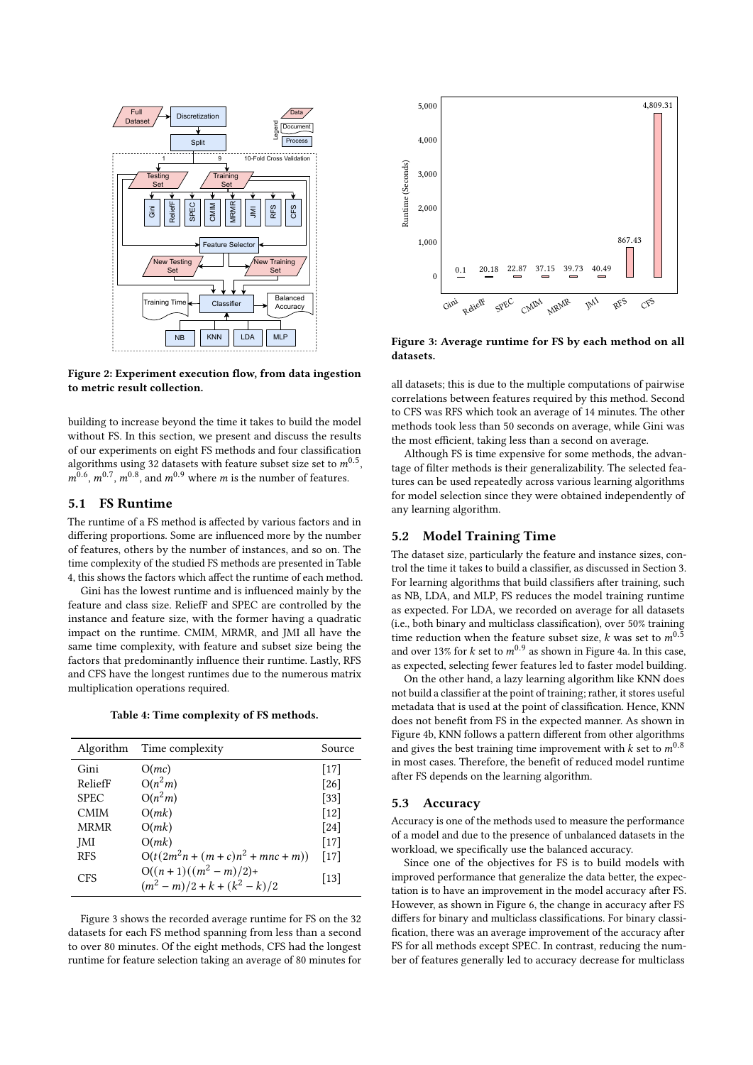Figure 2: Experiment execution flow, from data ingestion to metric result collection.

building to increase beyond the time it takes to build the model without FS. In this section, we present and discuss the results of our experiments on eight FS methods and four classification algorithms using 32 datasets with feature subset size set to $m^{0.5}$, $m^{0.6}$, $m^{0.7}$, $m^{0.8}$, and $m^{0.9}$ where $m$ is the number of features.

## 5.1 FS Runtime

The runtime of a FS method is affected by various factors and in differing proportions. Some are influenced more by the number of features, others by the number of instances, and so on. The time complexity of the studied FS methods are presented in Table 4, this shows the factors which affect the runtime of each method.

Gini has the lowest runtime and is influenced mainly by the feature and class size. ReliefF and SPEC are controlled by the instance and feature size, with the former having a quadratic impact on the runtime. CMIM, MRMR, and JMI all have the same time complexity, with feature and subset size being the factors that predominantly influence their runtime. Lastly, RFS and CFS have the longest runtimes due to the numerous matrix multiplication operations required.

Table 4: Time complexity of FS methods.

| Algorithm | Time complexity | Source |
|---|---|---|
| Gini | $O(mc)$ | [17] |
| ReliefF | $O(n^2m)$ | [26] |
| SPEC | $O(n^2m)$ | [33] |
| CMIM | $O(mk)$ | [12] |
| MRMR | $O(mk)$ | [24] |
| JMI | $O(mk)$ | [17] |
| RFS | $O(t(2m^2n + (m+c)n^2 + mnc + m))$ | [17] |
| CFS | $O((n+1)((m^2-m)/2) + (m^2-m)/2 + k + (k^2-k)/2$ | [13] |

Figure 3 shows the recorded average runtime for FS on the 32 datasets for each FS method spanning from less than a second to over 80 minutes. Of the eight methods, CFS had the longest runtime for feature selection taking an average of 80 minutes for all datasets; this is due to the multiple computations of pairwise correlations between features required by this method. Second to CFS was RFS which took an average of 14 minutes. The other methods took less than 50 seconds on average, while Gini was the most efficient, taking less than a second on average.

Figure 3: Average runtime for FS by each method on all datasets.

Although FS is time expensive for some methods, the advantage of filter methods is their generalizability. The selected features can be used repeatedly across various learning algorithms for model selection since they were obtained independently of any learning algorithm.

## 5.2 Model Training Time

The dataset size, particularly the feature and instance sizes, control the time it takes to build a classifier, as discussed in Section 3. For learning algorithms that build classifiers after training, such as NB, LDA, and MLP, FS reduces the model training runtime as expected. For LDA, we recorded on average for all datasets (i.e., both binary and multiclass classification), over 50% training time reduction when the feature subset size, $k$ was set to $m^{0.5}$ and over 13% for $k$ set to $m^{0.9}$ as shown in Figure 4a. In this case, as expected, selecting fewer features led to faster model building.

On the other hand, a lazy learning algorithm like KNN does not build a classifier at the point of training; rather, it stores useful metadata that is used at the point of classification. Hence, KNN does not benefit from FS in the expected manner. As shown in Figure 4b, KNN follows a pattern different from other algorithms and gives the best training time improvement with $k$ set to $m^{0.8}$ in most cases. Therefore, the benefit of reduced model runtime after FS depends on the learning algorithm.

## 5.3 Accuracy

Accuracy is one of the methods used to measure the performance of a model and due to the presence of unbalanced datasets in the workload, we specifically use the balanced accuracy.

Since one of the objectives for FS is to build models with improved performance that generalize the data better, the expectation is to have an improvement in the model accuracy after FS. However, as shown in Figure 6, the change in accuracy after FS differs for binary and multiclass classifications. For binary classification, there was an average improvement of the accuracy after FS for all methods except SPEC. In contrast, reducing the number of features generally led to accuracy decrease for multiclass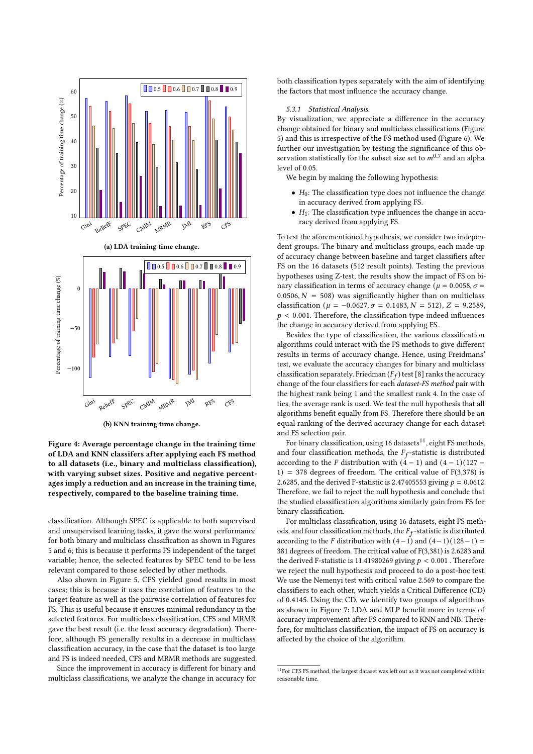**(a) LDA training time change.**

**(b) KNN training time change.**

**Figure 4: Average percentage change in the training time of LDA and KNN classifers after applying each FS method to all datasets (i.e., binary and multiclass classification), with varying subset sizes. Positive and negative percentages imply a reduction and an increase in the training time, respectively, compared to the baseline training time.**

classification. Although SPEC is applicable to both supervised and unsupervised learning tasks, it gave the worst performance for both binary and multiclass classification as shown in Figures 5 and 6; this is because it performs FS independent of the target variable; hence, the selected features by SPEC tend to be less relevant compared to those selected by other methods.

Also shown in Figure 5, CFS yielded good results in most cases; this is because it uses the correlation of features to the target feature as well as the pairwise correlation of features for FS. This is useful because it ensures minimal redundancy in the selected features. For multiclass classification, CFS and MRMR gave the best result (i.e. the least accuracy degradation). Therefore, although FS generally results in a decrease in multiclass classification accuracy, in the case that the dataset is too large and FS is indeed needed, CFS and MRMR methods are suggested.

Since the improvement in accuracy is different for binary and multiclass classifications, we analyze the change in accuracy for both classification types separately with the aim of identifying the factors that most influence the accuracy change.

### 5.3.1 Statistical Analysis.

By visualization, we appreciate a difference in the accuracy change obtained for binary and multiclass classifications (Figure 5) and this is irrespective of the FS method used (Figure 6). We further our investigation by testing the significance of this observation statistically for the subset size set to $m^{0.7}$ and an alpha level of 0.05.

We begin by making the following hypothesis:

- $H_0$: The classification type does not influence the change in accuracy derived from applying FS.
- $H_1$: The classification type influences the change in accuracy derived from applying FS.

To test the aforementioned hypothesis, we consider two independent groups. The binary and multiclass groups, each made up of accuracy change between baseline and target classifiers after FS on the 16 datasets (512 result points). Testing the previous hypotheses using Z-test, the results show the impact of FS on binary classification in terms of accuracy change ($\mu = 0.0058, \sigma = 0.0506, N = 508$) was significantly higher than on multiclass classification ($\mu = -0.0627, \sigma = 0.1483, N = 512$), $Z = 9.2589$, $p < 0.001$. Therefore, the classification type indeed influences the change in accuracy derived from applying FS.

Besides the type of classification, the various classification algorithms could interact with the FS methods to give different results in terms of accuracy change. Hence, using Freidmans' test, we evaluate the accuracy changes for binary and multiclass classification separately. Friedman ($F_f$) test [8] ranks the accuracy change of the four classifiers for each *dataset-FS method* pair with the highest rank being 1 and the smallest rank 4. In the case of ties, the average rank is used. We test the null hypothesis that all algorithms benefit equally from FS. Therefore there should be an equal ranking of the derived accuracy change for each dataset and FS selection pair.

For binary classification, using 16 datasets[11], eight FS methods, and four classification methods, the $F_f$-statistic is distributed according to the $F$ distribution with $(4-1)$ and $(4-1)(127-1) = 378$ degrees of freedom. The critical value of F(3,378) is 2.6285, and the derived F-statistic is 2.47405553 giving $p = 0.0612$. Therefore, we fail to reject the null hypothesis and conclude that the studied classification algorithms similarly gain from FS for binary classification.

For multiclass classification, using 16 datasets, eight FS methods, and four classification methods, the $F_f$-statistic is distributed according to the $F$ distribution with $(4-1)$ and $(4-1)(128-1) = 381$ degrees of freedom. The critical value of F(3,381) is 2.6283 and the derived F-statistic is 11.41980269 giving $p < 0.001$ . Therefore we reject the null hypothesis and proceed to do a post-hoc test. We use the Nemenyi test with critical value 2.569 to compare the classifiers to each other, which yields a Critical Difference (CD) of 0.4145. Using the CD, we identify two groups of algorithms as shown in Figure 7: LDA and MLP benefit more in terms of accuracy improvement after FS compared to KNN and NB. Therefore, for multiclass classification, the impact of FS on accuracy is affected by the choice of the algorithm.

[11] For CFS FS method, the largest dataset was left out as it was not completed within reasonable time.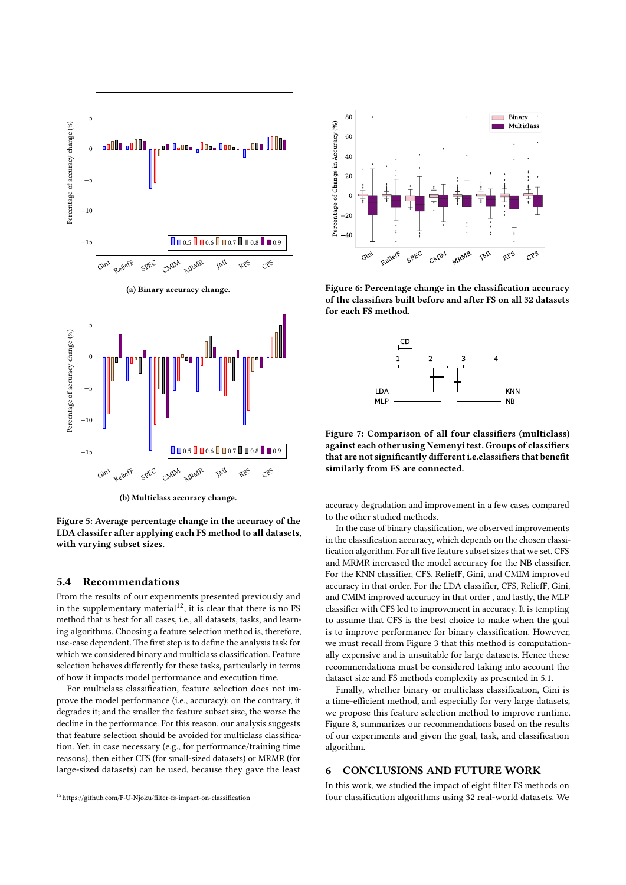(a) Binary accuracy change.

(b) Multiclass accuracy change.

**Figure 5: Average percentage change in the accuracy of the LDA classifer after applying each FS method to all datasets, with varying subset sizes.**

**Figure 6: Percentage change in the classification accuracy of the classifiers built before and after FS on all 32 datasets for each FS method.**

**Figure 7: Comparison of all four classifiers (multiclass) against each other using Nemenyi test. Groups of classifiers that are not significantly different i.e.classifiers that benefit similarly from FS are connected.**

### 5.4 Recommendations

From the results of our experiments presented previously and in the supplementary material[12], it is clear that there is no FS method that is best for all cases, i.e., all datasets, tasks, and learning algorithms. Choosing a feature selection method is, therefore, use-case dependent. The first step is to define the analysis task for which we considered binary and multiclass classification. Feature selection behaves differently for these tasks, particularly in terms of how it impacts model performance and execution time.

For multiclass classification, feature selection does not improve the model performance (i.e., accuracy); on the contrary, it degrades it; and the smaller the feature subset size, the worse the decline in the performance. For this reason, our analysis suggests that feature selection should be avoided for multiclass classification. Yet, in case necessary (e.g., for performance/training time reasons), then either CFS (for small-sized datasets) or MRMR (for large-sized datasets) can be used, because they gave the least accuracy degradation and improvement in a few cases compared to the other studied methods.

In the case of binary classification, we observed improvements in the classification accuracy, which depends on the chosen classification algorithm. For all five feature subset sizes that we set, CFS and MRMR increased the model accuracy for the NB classifier. For the KNN classifier, CFS, ReliefF, Gini, and CMIM improved accuracy in that order. For the LDA classifier, CFS, ReliefF, Gini, and CMIM improved accuracy in that order , and lastly, the MLP classifier with CFS led to improvement in accuracy. It is tempting to assume that CFS is the best choice to make when the goal is to improve performance for binary classification. However, we must recall from Figure 3 that this method is computationally expensive and is unsuitable for large datasets. Hence these recommendations must be considered taking into account the dataset size and FS methods complexity as presented in 5.1.

Finally, whether binary or multiclass classification, Gini is a time-efficient method, and especially for very large datasets, we propose this feature selection method to improve runtime. Figure 8, summarizes our recommendations based on the results of our experiments and given the goal, task, and classification algorithm.

## 6 CONCLUSIONS AND FUTURE WORK

In this work, we studied the impact of eight filter FS methods on four classification algorithms using 32 real-world datasets. We

[12] https://github.com/F-U-Njoku/filter-fs-impact-on-classification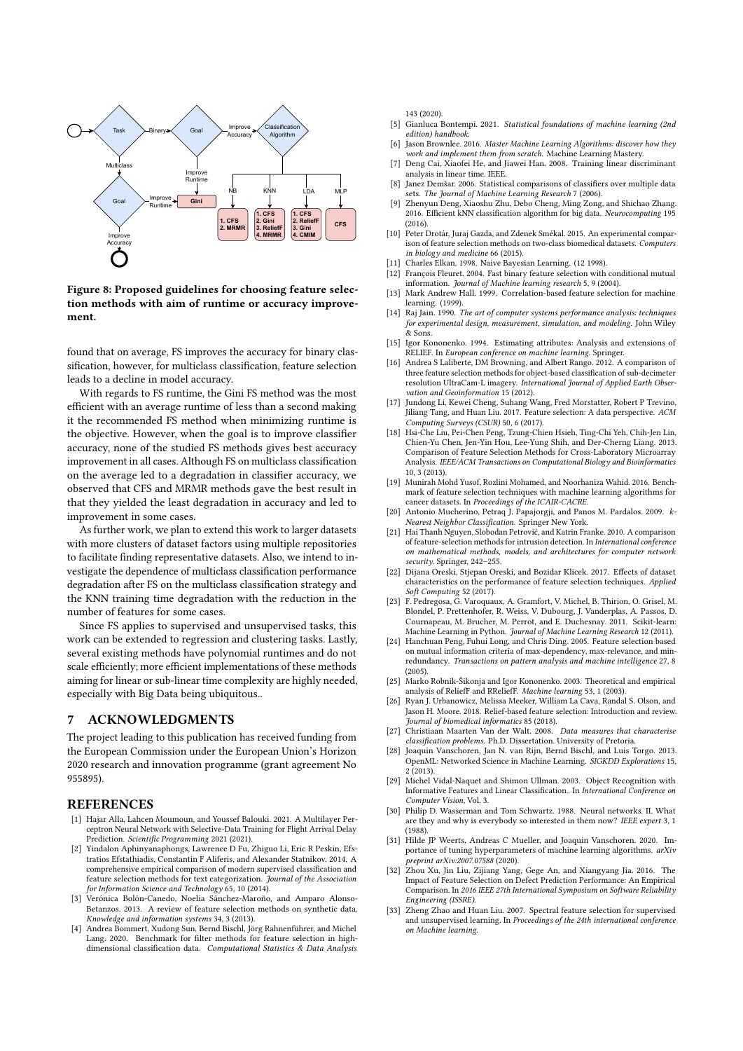Task

Binary

Goal

Improve Accuracy

Classification Algorithm

Multiclass

Improve Runtime

Goal

Improve Runtime

Gini

NB

KNN

LDA

MLP

1. CFS
2. MRMR

1. CFS
2. Gini
3. ReliefF
4. MRMR

1. CFS
2. ReliefF
3. Gini
4. CMIM

CFS

Improve Accuracy

**Figure 8: Proposed guidelines for choosing feature selection methods with aim of runtime or accuracy improvement.**

found that on average, FS improves the accuracy for binary classification, however, for multiclass classification, feature selection leads to a decline in model accuracy.

With regards to FS runtime, the Gini FS method was the most efficient with an average runtime of less than a second making it the recommended FS method when minimizing runtime is the objective. However, when the goal is to improve classifier accuracy, none of the studied FS methods gives best accuracy improvement in all cases. Although FS on multiclass classification on the average led to a degradation in classifier accuracy, we observed that CFS and MRMR methods gave the best result in that they yielded the least degradation in accuracy and led to improvement in some cases.

As further work, we plan to extend this work to larger datasets with more clusters of dataset factors using multiple repositories to facilitate finding representative datasets. Also, we intend to investigate the dependence of multiclass classification performance degradation after FS on the multiclass classification strategy and the KNN training time degradation with the reduction in the number of features for some cases.

Since FS applies to supervised and unsupervised tasks, this work can be extended to regression and clustering tasks. Lastly, several existing methods have polynomial runtimes and do not scale efficiently; more efficient implementations of these methods aiming for linear or sub-linear time complexity are highly needed, especially with Big Data being ubiquitous..

## 7 ACKNOWLEDGMENTS

The project leading to this publication has received funding from the European Commission under the European Union's Horizon 2020 research and innovation programme (grant agreement No 955895).

## REFERENCES

[1] Hajar Alla, Lahcen Moumoun, and Youssef Balouki. 2021. A Multilayer Perceptron Neural Network with Selective-Data Training for Flight Arrival Delay Prediction. *Scientific Programming* 2021 (2021).

[2] Yindalon Aphinyanaphongs, Lawrence D Fu, Zhiguo Li, Eric R Peskin, Efstratios Efstathiadis, Constantin F Aliferis, and Alexander Statnikov. 2014. A comprehensive empirical comparison of modern supervised classification and feature selection methods for text categorization. *Journal of the Association for Information Science and Technology* 65, 10 (2014).

[3] Verónica Bolón-Canedo, Noelia Sánchez-Maroño, and Amparo Alonso-Betanzos. 2013. A review of feature selection methods on synthetic data. *Knowledge and information systems* 34, 3 (2013).

[4] Andrea Bommert, Xudong Sun, Bernd Bischl, Jörg Rahnenführer, and Michel Lang. 2020. Benchmark for filter methods for feature selection in high-dimensional classification data. *Computational Statistics & Data Analysis* 143 (2020).

[5] Gianluca Bontempi. 2021. *Statistical foundations of machine learning (2nd edition) handbook.*

[6] Jason Brownlee. 2016. *Master Machine Learning Algorithms: discover how they work and implement them from scratch.* Machine Learning Mastery.

[7] Deng Cai, Xiaofei He, and Jiawei Han. 2008. Training linear discriminant analysis in linear time. IEEE.

[8] Janez Demšar. 2006. Statistical comparisons of classifiers over multiple data sets. *The Journal of Machine Learning Research* 7 (2006).

[9] Zhenyun Deng, Xiaoshu Zhu, Debo Cheng, Ming Zong, and Shichao Zhang. 2016. Efficient kNN classification algorithm for big data. *Neurocomputing* 195 (2016).

[10] Peter Drotár, Juraj Gazda, and Zdenek Smékal. 2015. An experimental comparison of feature selection methods on two-class biomedical datasets. *Computers in biology and medicine* 66 (2015).

[11] Charles Elkan. 1998. Naive Bayesian Learning. (12 1998).

[12] François Fleuret. 2004. Fast binary feature selection with conditional mutual information. *Journal of Machine learning research* 5, 9 (2004).

[13] Mark Andrew Hall. 1999. Correlation-based feature selection for machine learning. (1999).

[14] Raj Jain. 1990. *The art of computer systems performance analysis: techniques for experimental design, measurement, simulation, and modeling.* John Wiley & Sons.

[15] Igor Kononenko. 1994. Estimating attributes: Analysis and extensions of RELIEF. In *European conference on machine learning*. Springer.

[16] Andrea S Laliberte, DM Browning, and Albert Rango. 2012. A comparison of three feature selection methods for object-based classification of sub-decimeter resolution UltraCam-L imagery. *International Journal of Applied Earth Observation and Geoinformation* 15 (2012).

[17] Jundong Li, Kewei Cheng, Suhang Wang, Fred Morstatter, Robert P Trevino, Jiliang Tang, and Huan Liu. 2017. Feature selection: A data perspective. *ACM Computing Surveys (CSUR)* 50, 6 (2017).

[18] Hsi-Che Liu, Pei-Chen Peng, Tzung-Chien Hsieh, Ting-Chi Yeh, Chih-Jen Lin, Chien-Yu Chen, Jen-Yin Hou, Lee-Yung Shih, and Der-Cherng Liang. 2013. Comparison of Feature Selection Methods for Cross-Laboratory Microarray Analysis. *IEEE/ACM Transactions on Computational Biology and Bioinformatics* 10, 3 (2013).

[19] Munirah Mohd Yusof, Rozlini Mohamed, and Noorhaniza Wahid. 2016. Benchmark of feature selection techniques with machine learning algorithms for cancer datasets. In *Proceedings of the ICAIR-CACRE.*

[20] Antonio Mucherino, Petraq J. Papajorgji, and Panos M. Pardalos. 2009. *k-Nearest Neighbor Classification.* Springer New York.

[21] Hai Thanh Nguyen, Slobodan Petrović, and Katrin Franke. 2010. A comparison of feature-selection methods for intrusion detection. In *International conference on mathematical methods, models, and architectures for computer network security*. Springer, 242–255.

[22] Dijana Oreski, Stjepan Oreski, and Bozidar Klicek. 2017. Effects of dataset characteristics on the performance of feature selection techniques. *Applied Soft Computing* 52 (2017).

[23] F. Pedregosa, G. Varoquaux, A. Gramfort, V. Michel, B. Thirion, O. Grisel, M. Blondel, P. Prettenhofer, R. Weiss, V. Dubourg, J. Vanderplas, A. Passos, D. Cournapeau, M. Brucher, M. Perrot, and E. Duchesnay. 2011. Scikit-learn: Machine Learning in Python. *Journal of Machine Learning Research* 12 (2011).

[24] Hanchuan Peng, Fuhui Long, and Chris Ding. 2005. Feature selection based on mutual information criteria of max-dependency, max-relevance, and min-redundancy. *Transactions on pattern analysis and machine intelligence* 27, 8 (2005).

[25] Marko Robnik-Šikonja and Igor Kononenko. 2003. Theoretical and empirical analysis of ReliefF and RReliefF. *Machine learning* 53, 1 (2003).

[26] Ryan J. Urbanowicz, Melissa Meeker, William La Cava, Randal S. Olson, and Jason H. Moore. 2018. Relief-based feature selection: Introduction and review. *Journal of biomedical informatics* 85 (2018).

[27] Christiaan Maarten Van der Walt. 2008. *Data measures that characterise classification problems.* Ph.D. Dissertation. University of Pretoria.

[28] Joaquin Vanschoren, Jan N. van Rijn, Bernd Bischl, and Luis Torgo. 2013. OpenML: Networked Science in Machine Learning. *SIGKDD Explorations* 15, 2 (2013).

[29] Michel Vidal-Naquet and Shimon Ullman. 2003. Object Recognition with Informative Features and Linear Classification.. In *International Conference on Computer Vision*, Vol. 3.

[30] Philip D. Wasserman and Tom Schwartz. 1988. Neural networks. II. What are they and why is everybody so interested in them now? *IEEE expert* 3, 1 (1988).

[31] Hilde JP Weerts, Andreas C Mueller, and Joaquin Vanschoren. 2020. Importance of tuning hyperparameters of machine learning algorithms. *arXiv preprint arXiv:2007.07588* (2020).

[32] Zhou Xu, Jin Liu, Zijiang Yang, Gege An, and Xiangyang Jia. 2016. The Impact of Feature Selection on Defect Prediction Performance: An Empirical Comparison. In *2016 IEEE 27th International Symposium on Software Reliability Engineering (ISSRE).*

[33] Zheng Zhao and Huan Liu. 2007. Spectral feature selection for supervised and unsupervised learning. In *Proceedings of the 24th international conference on Machine learning.*